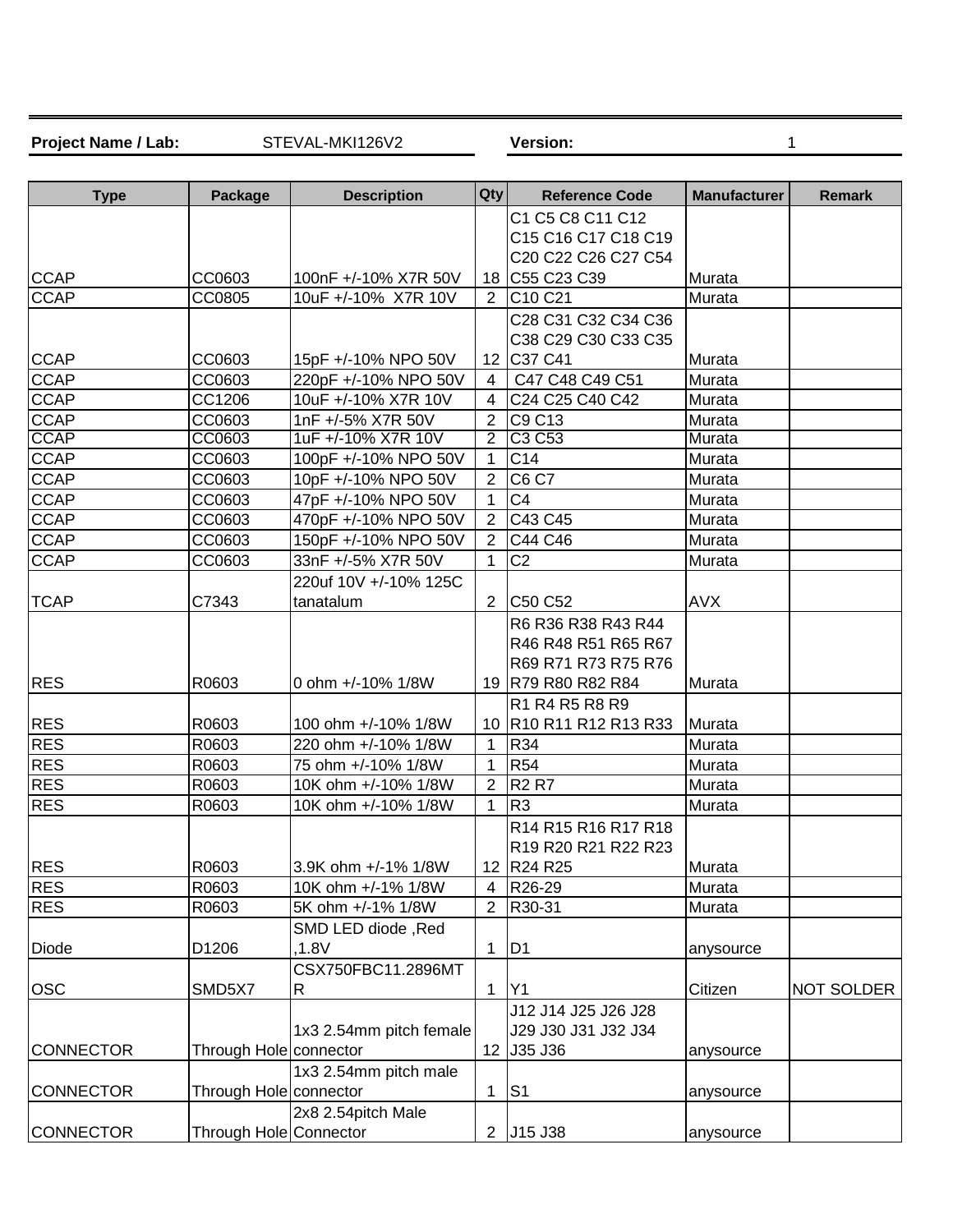**Project Name / Lab:** STEVAL-MKI126V2 **Version:** 1

| Type | Package | Description | Qty | Reference Code | Manufacturer | Remark |
|---|---|---|---|---|---|---|
| CCAP | CC0603 | 100nF +/-10% X7R 50V | 18 | C1 C5 C8 C11 C12 C15 C16 C17 C18 C19 C20 C22 C26 C27 C54 C55 C23 C39 | Murata | |
| CCAP | CC0805 | 10uF +/-10% X7R 10V | 2 | C10 C21 | Murata | |
| CCAP | CC0603 | 15pF +/-10% NPO 50V | 12 | C28 C31 C32 C34 C36 C38 C29 C30 C33 C35 C37 C41 | Murata | |
| CCAP | CC0603 | 220pF +/-10% NPO 50V | 4 | C47 C48 C49 C51 | Murata | |
| CCAP | CC1206 | 10uF +/-10% X7R 10V | 4 | C24 C25 C40 C42 | Murata | |
| CCAP | CC0603 | 1nF +/-5% X7R 50V | 2 | C9 C13 | Murata | |
| CCAP | CC0603 | 1uF +/-10% X7R 10V | 2 | C3 C53 | Murata | |
| CCAP | CC0603 | 100pF +/-10% NPO 50V | 1 | C14 | Murata | |
| CCAP | CC0603 | 10pF +/-10% NPO 50V | 2 | C6 C7 | Murata | |
| CCAP | CC0603 | 47pF +/-10% NPO 50V | 1 | C4 | Murata | |
| CCAP | CC0603 | 470pF +/-10% NPO 50V | 2 | C43 C45 | Murata | |
| CCAP | CC0603 | 150pF +/-10% NPO 50V | 2 | C44 C46 | Murata | |
| CCAP | CC0603 | 33nF +/-5% X7R 50V | 1 | C2 | Murata | |
| TCAP | C7343 | 220uf 10V +/-10% 125C tanatalum | 2 | C50 C52 | AVX | |
| RES | R0603 | 0 ohm +/-10% 1/8W | 19 | R6 R36 R38 R43 R44 R46 R48 R51 R65 R67 R69 R71 R73 R75 R76 R79 R80 R82 R84 | Murata | |
| RES | R0603 | 100 ohm +/-10% 1/8W | 10 | R1 R4 R5 R8 R9 R10 R11 R12 R13 R33 | Murata | |
| RES | R0603 | 220 ohm +/-10% 1/8W | 1 | R34 | Murata | |
| RES | R0603 | 75 ohm +/-10% 1/8W | 1 | R54 | Murata | |
| RES | R0603 | 10K ohm +/-10% 1/8W | 2 | R2 R7 | Murata | |
| RES | R0603 | 10K ohm +/-10% 1/8W | 1 | R3 | Murata | |
| RES | R0603 | 3.9K ohm +/-1% 1/8W | 12 | R14 R15 R16 R17 R18 R19 R20 R21 R22 R23 R24 R25 | Murata | |
| RES | R0603 | 10K ohm +/-1% 1/8W | 4 | R26-29 | Murata | |
| RES | R0603 | 5K ohm +/-1% 1/8W | 2 | R30-31 | Murata | |
| Diode | D1206 | SMD LED diode ,Red ,1.8V | 1 | D1 | anysource | |
| OSC | SMD5X7 | CSX750FBC11.2896MTR | 1 | Y1 | Citizen | NOT SOLDER |
| CONNECTOR | Through Hole | 1x3 2.54mm pitch female connector | 12 | J12 J14 J25 J26 J28 J29 J30 J31 J32 J34 J35 J36 | anysource | |
| CONNECTOR | Through Hole | 1x3 2.54mm pitch male connector | 1 | S1 | anysource | |
| CONNECTOR | Through Hole | 2x8 2.54pitch Male Connector | 2 | J15 J38 | anysource | |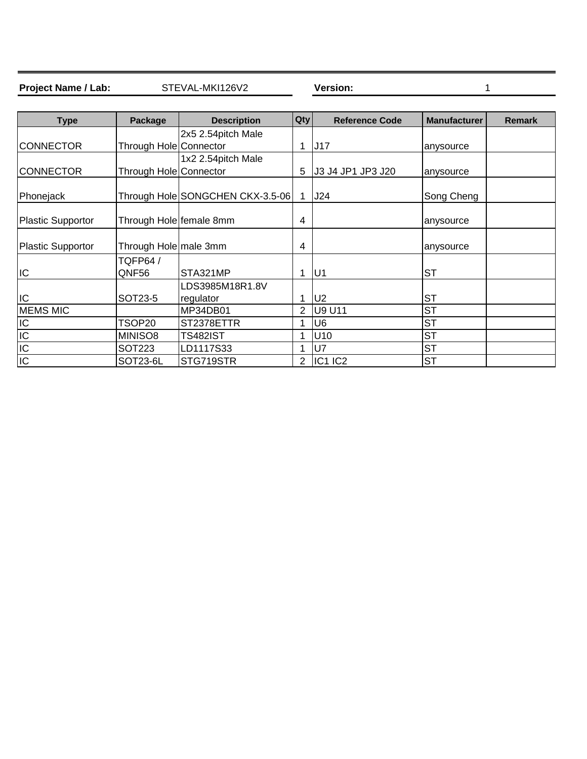**Project Name / Lab:** STEVAL-MKI126V2 **Version:** 1

| Type | Package | Description | Qty | Reference Code | Manufacturer | Remark |
|---|---|---|---|---|---|---|
| CONNECTOR | Through Hole | 2x5 2.54pitch Male Connector | 1 | J17 | anysource | |
| CONNECTOR | Through Hole | 1x2 2.54pitch Male Connector | 5 | J3 J4 JP1 JP3 J20 | anysource | |
| Phonejack | Through Hole | SONGCHEN CKX-3.5-06 | 1 | J24 | Song Cheng | |
| Plastic Supportor | Through Hole | female 8mm | 4 | | anysource | |
| Plastic Supportor | Through Hole | male 3mm | 4 | | anysource | |
| IC | TQFP64 / QNF56 | STA321MP | 1 | U1 | ST | |
| IC | SOT23-5 | LDS3985M18R1.8V regulator | 1 | U2 | ST | |
| MEMS MIC | | MP34DB01 | 2 | U9 U11 | ST | |
| IC | TSOP20 | ST2378ETTR | 1 | U6 | ST | |
| IC | MINISO8 | TS482IST | 1 | U10 | ST | |
| IC | SOT223 | LD1117S33 | 1 | U7 | ST | |
| IC | SOT23-6L | STG719STR | 2 | IC1 IC2 | ST | |